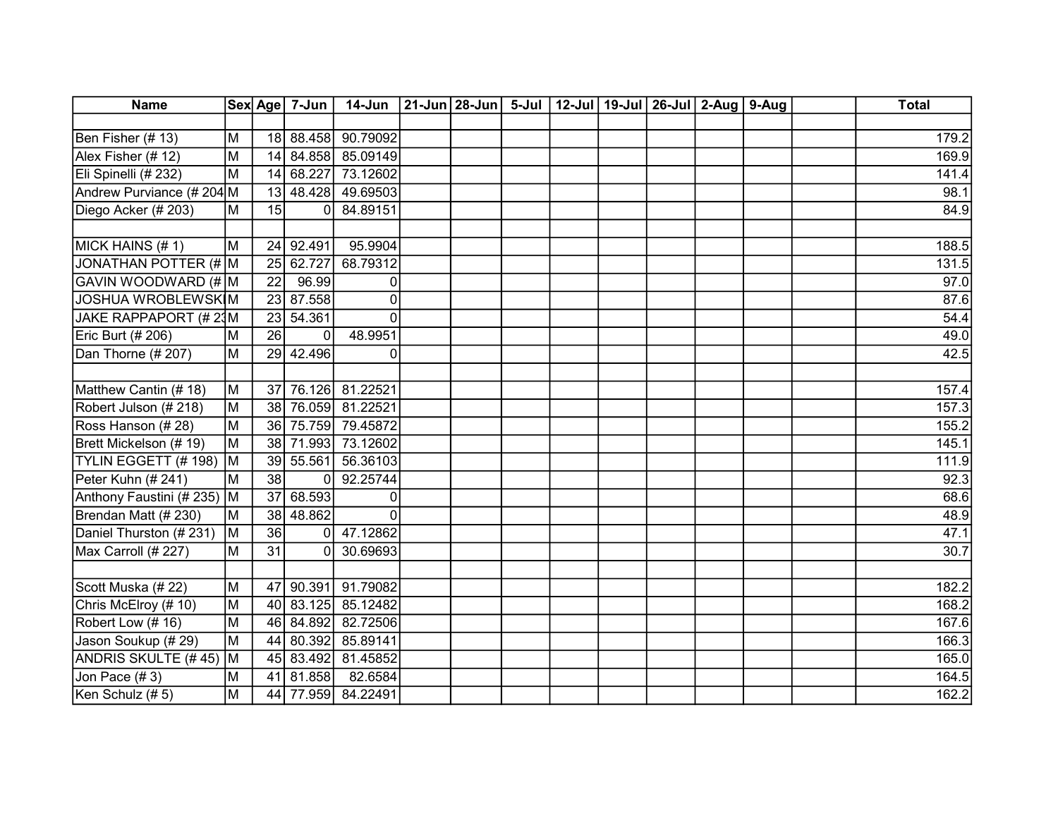| Name | Sex | Age | 7-Jun | 14-Jun | 21-Jun | 28-Jun | 5-Jul | 12-Jul | 19-Jul | 26-Jul | 2-Aug | 9-Aug | | Total |
|---|---|---|---|---|---|---|---|---|---|---|---|---|---|---|
| | | | | | | | | | | | | | | |
| Ben Fisher (# 13) | M | 18 | 88.458 | 90.79092 | | | | | | | | | | 179.2 |
| Alex Fisher (# 12) | M | 14 | 84.858 | 85.09149 | | | | | | | | | | 169.9 |
| Eli Spinelli (# 232) | M | 14 | 68.227 | 73.12602 | | | | | | | | | | 141.4 |
| Andrew Purviance (# 204 | M | 13 | 48.428 | 49.69503 | | | | | | | | | | 98.1 |
| Diego Acker (# 203) | M | 15 | 0 | 84.89151 | | | | | | | | | | 84.9 |
| | | | | | | | | | | | | | | |
| MICK HAINS (# 1) | M | 24 | 92.491 | 95.9904 | | | | | | | | | | 188.5 |
| JONATHAN POTTER (# | M | 25 | 62.727 | 68.79312 | | | | | | | | | | 131.5 |
| GAVIN WOODWARD (# | M | 22 | 96.99 | 0 | | | | | | | | | | 97.0 |
| JOSHUA WROBLEWSKI | M | 23 | 87.558 | 0 | | | | | | | | | | 87.6 |
| JAKE RAPPAPORT (# 23 | M | 23 | 54.361 | 0 | | | | | | | | | | 54.4 |
| Eric Burt (# 206) | M | 26 | 0 | 48.9951 | | | | | | | | | | 49.0 |
| Dan Thorne (# 207) | M | 29 | 42.496 | 0 | | | | | | | | | | 42.5 |
| | | | | | | | | | | | | | | |
| Matthew Cantin (# 18) | M | 37 | 76.126 | 81.22521 | | | | | | | | | | 157.4 |
| Robert Julson (# 218) | M | 38 | 76.059 | 81.22521 | | | | | | | | | | 157.3 |
| Ross Hanson (# 28) | M | 36 | 75.759 | 79.45872 | | | | | | | | | | 155.2 |
| Brett Mickelson (# 19) | M | 38 | 71.993 | 73.12602 | | | | | | | | | | 145.1 |
| TYLIN EGGETT (# 198) | M | 39 | 55.561 | 56.36103 | | | | | | | | | | 111.9 |
| Peter Kuhn (# 241) | M | 38 | 0 | 92.25744 | | | | | | | | | | 92.3 |
| Anthony Faustini (# 235) | M | 37 | 68.593 | 0 | | | | | | | | | | 68.6 |
| Brendan Matt (# 230) | M | 38 | 48.862 | 0 | | | | | | | | | | 48.9 |
| Daniel Thurston (# 231) | M | 36 | 0 | 47.12862 | | | | | | | | | | 47.1 |
| Max Carroll (# 227) | M | 31 | 0 | 30.69693 | | | | | | | | | | 30.7 |
| | | | | | | | | | | | | | | |
| Scott Muska (# 22) | M | 47 | 90.391 | 91.79082 | | | | | | | | | | 182.2 |
| Chris McElroy (# 10) | M | 40 | 83.125 | 85.12482 | | | | | | | | | | 168.2 |
| Robert Low (# 16) | M | 46 | 84.892 | 82.72506 | | | | | | | | | | 167.6 |
| Jason Soukup (# 29) | M | 44 | 80.392 | 85.89141 | | | | | | | | | | 166.3 |
| ANDRIS SKULTE (# 45) | M | 45 | 83.492 | 81.45852 | | | | | | | | | | 165.0 |
| Jon Pace (# 3) | M | 41 | 81.858 | 82.6584 | | | | | | | | | | 164.5 |
| Ken Schulz (# 5) | M | 44 | 77.959 | 84.22491 | | | | | | | | | | 162.2 |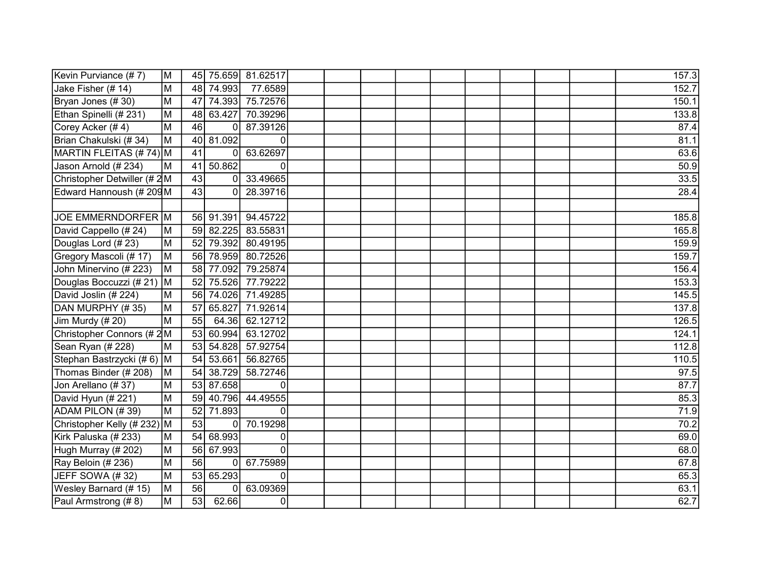| | | | | | | | | | | | | | | |
|---|---|---|---|---|---|---|---|---|---|---|---|---|---|---|
| Kevin Purviance (# 7) | M | 45 | 75.659 | 81.62517 | | | | | | | | | | 157.3 |
| Jake Fisher (# 14) | M | 48 | 74.993 | 77.6589 | | | | | | | | | | 152.7 |
| Bryan Jones (# 30) | M | 47 | 74.393 | 75.72576 | | | | | | | | | | 150.1 |
| Ethan Spinelli (# 231) | M | 48 | 63.427 | 70.39296 | | | | | | | | | | 133.8 |
| Corey Acker (# 4) | M | 46 | 0 | 87.39126 | | | | | | | | | | 87.4 |
| Brian Chakulski (# 34) | M | 40 | 81.092 | 0 | | | | | | | | | | 81.1 |
| MARTIN FLEITAS (# 74) | M | 41 | 0 | 63.62697 | | | | | | | | | | 63.6 |
| Jason Arnold (# 234) | M | 41 | 50.862 | 0 | | | | | | | | | | 50.9 |
| Christopher Detwiller (# 2 | M | 43 | 0 | 33.49665 | | | | | | | | | | 33.5 |
| Edward Hannoush (# 209 | M | 43 | 0 | 28.39716 | | | | | | | | | | 28.4 |
| | | | | | | | | | | | | | | |
| JOE EMMERNDORFER | M | 56 | 91.391 | 94.45722 | | | | | | | | | | 185.8 |
| David Cappello (# 24) | M | 59 | 82.225 | 83.55831 | | | | | | | | | | 165.8 |
| Douglas Lord (# 23) | M | 52 | 79.392 | 80.49195 | | | | | | | | | | 159.9 |
| Gregory Mascoli (# 17) | M | 56 | 78.959 | 80.72526 | | | | | | | | | | 159.7 |
| John Minervino (# 223) | M | 58 | 77.092 | 79.25874 | | | | | | | | | | 156.4 |
| Douglas Boccuzzi (# 21) | M | 52 | 75.526 | 77.79222 | | | | | | | | | | 153.3 |
| David Joslin (# 224) | M | 56 | 74.026 | 71.49285 | | | | | | | | | | 145.5 |
| DAN MURPHY (# 35) | M | 57 | 65.827 | 71.92614 | | | | | | | | | | 137.8 |
| Jim Murdy (# 20) | M | 55 | 64.36 | 62.12712 | | | | | | | | | | 126.5 |
| Christopher Connors (# 2 | M | 53 | 60.994 | 63.12702 | | | | | | | | | | 124.1 |
| Sean Ryan (# 228) | M | 53 | 54.828 | 57.92754 | | | | | | | | | | 112.8 |
| Stephan Bastrzycki (# 6) | M | 54 | 53.661 | 56.82765 | | | | | | | | | | 110.5 |
| Thomas Binder (# 208) | M | 54 | 38.729 | 58.72746 | | | | | | | | | | 97.5 |
| Jon Arellano (# 37) | M | 53 | 87.658 | 0 | | | | | | | | | | 87.7 |
| David Hyun (# 221) | M | 59 | 40.796 | 44.49555 | | | | | | | | | | 85.3 |
| ADAM PILON (# 39) | M | 52 | 71.893 | 0 | | | | | | | | | | 71.9 |
| Christopher Kelly (# 232) | M | 53 | 0 | 70.19298 | | | | | | | | | | 70.2 |
| Kirk Paluska (# 233) | M | 54 | 68.993 | 0 | | | | | | | | | | 69.0 |
| Hugh Murray (# 202) | M | 56 | 67.993 | 0 | | | | | | | | | | 68.0 |
| Ray Beloin (# 236) | M | 56 | 0 | 67.75989 | | | | | | | | | | 67.8 |
| JEFF SOWA (# 32) | M | 53 | 65.293 | 0 | | | | | | | | | | 65.3 |
| Wesley Barnard (# 15) | M | 56 | 0 | 63.09369 | | | | | | | | | | 63.1 |
| Paul Armstrong (# 8) | M | 53 | 62.66 | 0 | | | | | | | | | | 62.7 |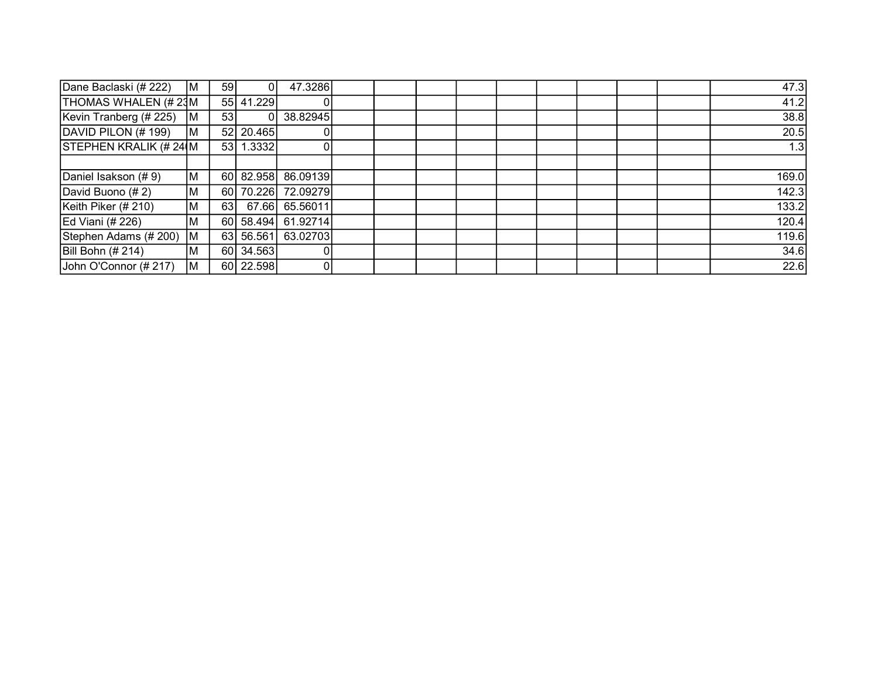| | | | | | | | | | | | | | | |
|---|---|---|---|---|---|---|---|---|---|---|---|---|---|---|
| Dane Baclaski (# 222) | M | 59 | 0 | 47.3286 | | | | | | | | | | 47.3 |
| THOMAS WHALEN (# 23 | M | 55 | 41.229 | 0 | | | | | | | | | | 41.2 |
| Kevin Tranberg (# 225) | M | 53 | 0 | 38.82945 | | | | | | | | | | 38.8 |
| DAVID PILON (# 199) | M | 52 | 20.465 | 0 | | | | | | | | | | 20.5 |
| STEPHEN KRALIK (# 24 | M | 53 | 1.3332 | 0 | | | | | | | | | | 1.3 |
| | | | | | | | | | | | | | | |
| Daniel Isakson (# 9) | M | 60 | 82.958 | 86.09139 | | | | | | | | | | 169.0 |
| David Buono (# 2) | M | 60 | 70.226 | 72.09279 | | | | | | | | | | 142.3 |
| Keith Piker (# 210) | M | 63 | 67.66 | 65.56011 | | | | | | | | | | 133.2 |
| Ed Viani (# 226) | M | 60 | 58.494 | 61.92714 | | | | | | | | | | 120.4 |
| Stephen Adams (# 200) | M | 63 | 56.561 | 63.02703 | | | | | | | | | | 119.6 |
| Bill Bohn (# 214) | M | 60 | 34.563 | 0 | | | | | | | | | | 34.6 |
| John O'Connor (# 217) | M | 60 | 22.598 | 0 | | | | | | | | | | 22.6 |